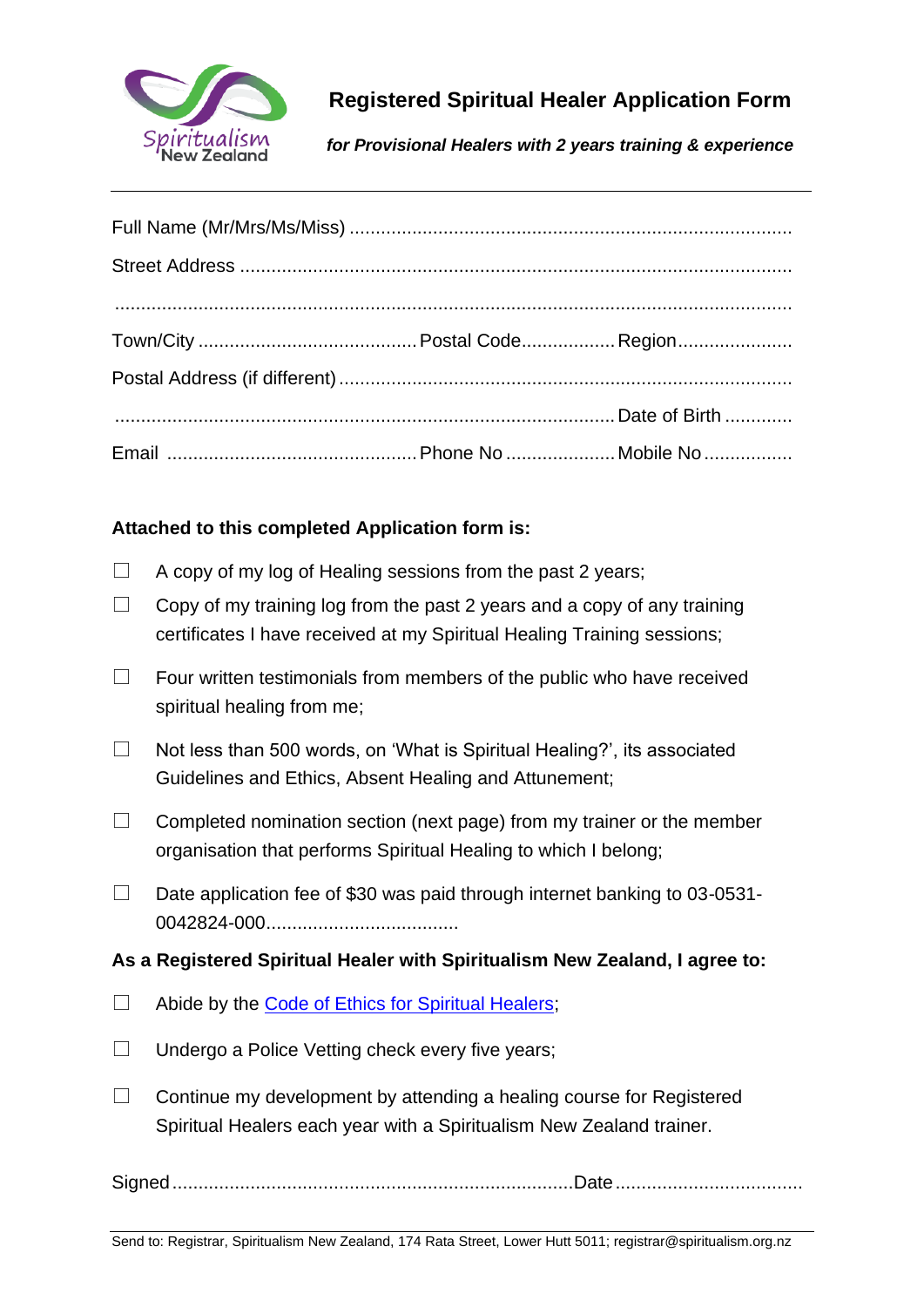# Registered Spiritual Healer Application Form

***for Provisional Healers with 2 years training & experience***

---

Full Name (Mr/Mrs/Ms/Miss) ....................................................................................

Street Address ..........................................................................................................

..................................................................................................................................

Town/City ......................................... Postal Code................. Region.....................

Postal Address (if different) .......................................................................................

.............................................................................................. Date of Birth ............

Email ............................................... Phone No .................... Mobile No ................

**Attached to this completed Application form is:**

- ☐ A copy of my log of Healing sessions from the past 2 years;
- ☐ Copy of my training log from the past 2 years and a copy of any training certificates I have received at my Spiritual Healing Training sessions;
- ☐ Four written testimonials from members of the public who have received spiritual healing from me;
- ☐ Not less than 500 words, on 'What is Spiritual Healing?', its associated Guidelines and Ethics, Absent Healing and Attunement;
- ☐ Completed nomination section (next page) from my trainer or the member organisation that performs Spiritual Healing to which I belong;
- ☐ Date application fee of $30 was paid through internet banking to 03-0531-0042824-000....................................

**As a Registered Spiritual Healer with Spiritualism New Zealand, I agree to:**

- ☐ Abide by the Code of Ethics for Spiritual Healers;
- ☐ Undergo a Police Vetting check every five years;
- ☐ Continue my development by attending a healing course for Registered Spiritual Healers each year with a Spiritualism New Zealand trainer.

Signed ........................................................................... Date ...................................

Send to: Registrar, Spiritualism New Zealand, 174 Rata Street, Lower Hutt 5011; registrar@spiritualism.org.nz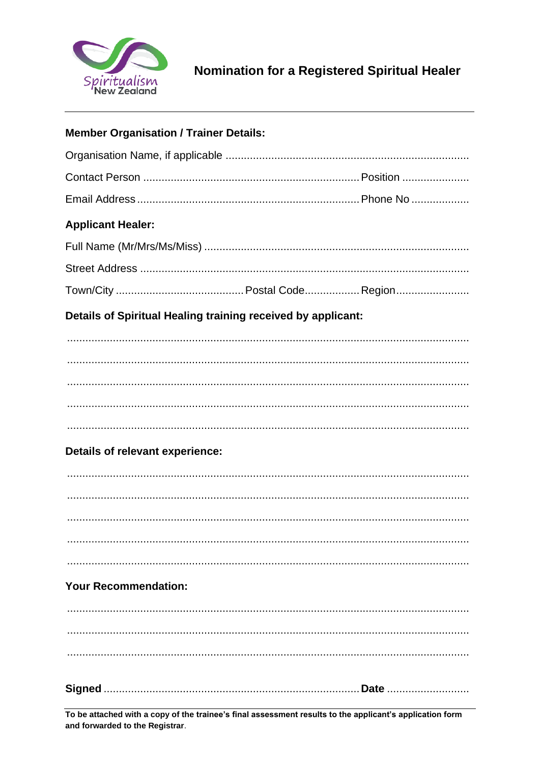Spiritualism New Zealand

# Nomination for a Registered Spiritual Healer

---

**Member Organisation / Trainer Details:**

Organisation Name, if applicable ..............................................................................

Contact Person ...................................................................... Position .....................

Email Address ........................................................................ Phone No ..................

**Applicant Healer:**

Full Name (Mr/Mrs/Ms/Miss) .....................................................................................

Street Address .........................................................................................................

Town/City ......................................... Postal Code................. Region.......................

**Details of Spiritual Healing training received by applicant:**

..................................................................................................................................

..................................................................................................................................

..................................................................................................................................

..................................................................................................................................

..................................................................................................................................

**Details of relevant experience:**

..................................................................................................................................

..................................................................................................................................

..................................................................................................................................

..................................................................................................................................

..................................................................................................................................

**Your Recommendation:**

..................................................................................................................................

..................................................................................................................................

..................................................................................................................................

**Signed** .................................................................................. **Date** ..........................

---

**To be attached with a copy of the trainee's final assessment results to the applicant's application form and forwarded to the Registrar**.